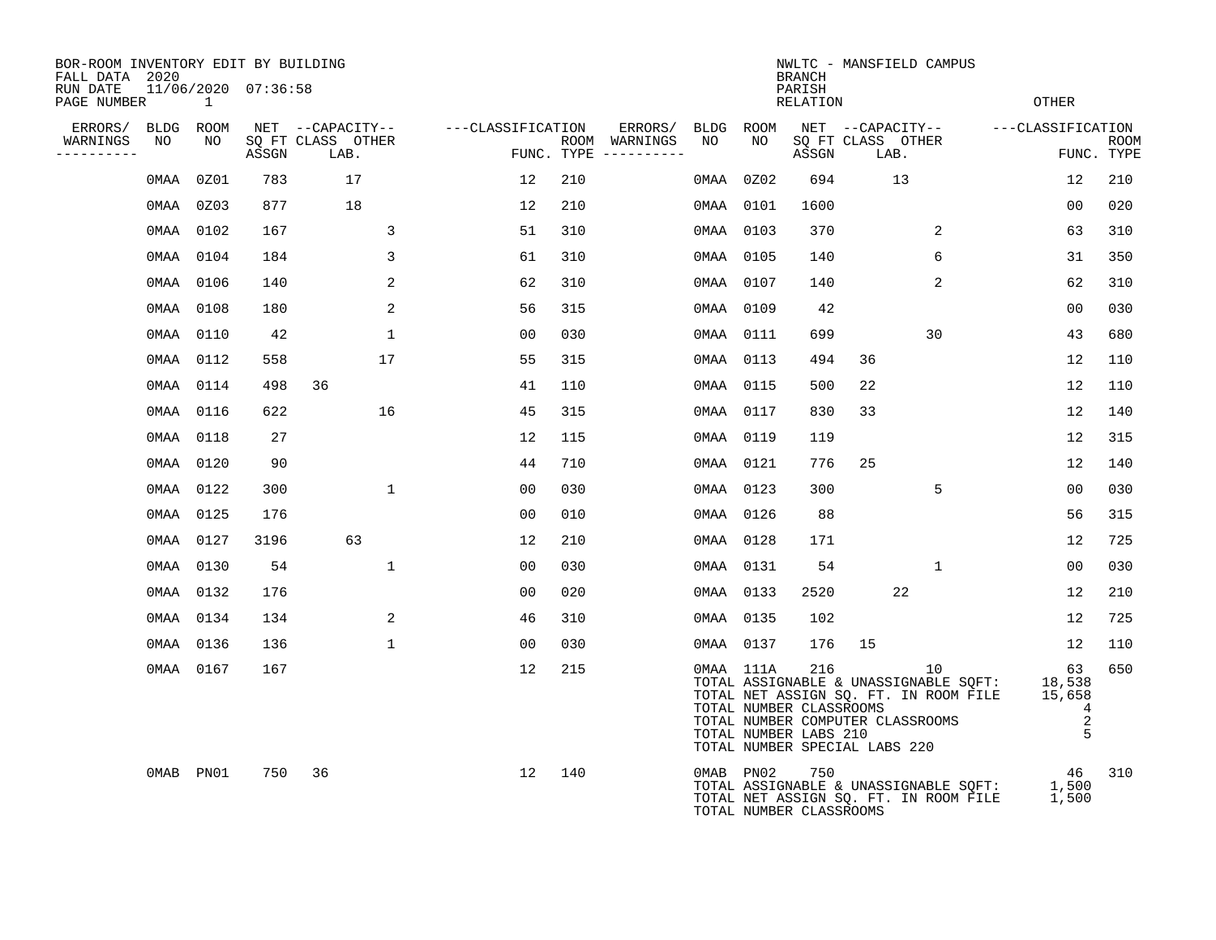BOR-ROOM INVENTORY EDIT BY BUILDING
FALL DATA 2020
RUN DATE 11/06/2020 07:36:58
PAGE NUMBER 1

NWLTC - MANSFIELD CAMPUS
BRANCH
PARISH
RELATION
OTHER

| ERRORS/ WARNINGS | BLDG NO | ROOM NO | NET SQ FT ASSGN | CAPACITY CLASS | CAPACITY LAB. | CAPACITY OTHER | CLASSIFICATION FUNC. | ROOM TYPE | ERRORS/ WARNINGS | BLDG NO | ROOM NO | NET SQ FT ASSGN | CAPACITY CLASS | CAPACITY LAB. | CAPACITY OTHER | CLASSIFICATION FUNC. | ROOM TYPE |
|---|---|---|---|---|---|---|---|---|---|---|---|---|---|---|---|---|---|
| | 0MAA | 0Z01 | 783 | | 17 | | 12 | 210 | | 0MAA | 0Z02 | 694 | | 13 | | 12 | 210 |
| | 0MAA | 0Z03 | 877 | | 18 | | 12 | 210 | | 0MAA | 0101 | 1600 | | | | 00 | 020 |
| | 0MAA | 0102 | 167 | | | 3 | 51 | 310 | | 0MAA | 0103 | 370 | | | 2 | 63 | 310 |
| | 0MAA | 0104 | 184 | | | 3 | 61 | 310 | | 0MAA | 0105 | 140 | | | 6 | 31 | 350 |
| | 0MAA | 0106 | 140 | | | 2 | 62 | 310 | | 0MAA | 0107 | 140 | | | 2 | 62 | 310 |
| | 0MAA | 0108 | 180 | | | 2 | 56 | 315 | | 0MAA | 0109 | 42 | | | | 00 | 030 |
| | 0MAA | 0110 | 42 | | | 1 | 00 | 030 | | 0MAA | 0111 | 699 | | | 30 | 43 | 680 |
| | 0MAA | 0112 | 558 | | | 17 | 55 | 315 | | 0MAA | 0113 | 494 | 36 | | | 12 | 110 |
| | 0MAA | 0114 | 498 | 36 | | | 41 | 110 | | 0MAA | 0115 | 500 | 22 | | | 12 | 110 |
| | 0MAA | 0116 | 622 | | | 16 | 45 | 315 | | 0MAA | 0117 | 830 | 33 | | | 12 | 140 |
| | 0MAA | 0118 | 27 | | | | 12 | 115 | | 0MAA | 0119 | 119 | | | | 12 | 315 |
| | 0MAA | 0120 | 90 | | | | 44 | 710 | | 0MAA | 0121 | 776 | 25 | | | 12 | 140 |
| | 0MAA | 0122 | 300 | | | 1 | 00 | 030 | | 0MAA | 0123 | 300 | | | 5 | 00 | 030 |
| | 0MAA | 0125 | 176 | | | | 00 | 010 | | 0MAA | 0126 | 88 | | | | 56 | 315 |
| | 0MAA | 0127 | 3196 | | 63 | | 12 | 210 | | 0MAA | 0128 | 171 | | | | 12 | 725 |
| | 0MAA | 0130 | 54 | | | 1 | 00 | 030 | | 0MAA | 0131 | 54 | | | 1 | 00 | 030 |
| | 0MAA | 0132 | 176 | | | | 00 | 020 | | 0MAA | 0133 | 2520 | | 22 | | 12 | 210 |
| | 0MAA | 0134 | 134 | | | 2 | 46 | 310 | | 0MAA | 0135 | 102 | | | | 12 | 725 |
| | 0MAA | 0136 | 136 | | | 1 | 00 | 030 | | 0MAA | 0137 | 176 | 15 | | | 12 | 110 |
| | 0MAA | 0167 | 167 | | | | 12 | 215 | | 0MAA | 111A | 216 | | | 10 | 63 | 650 |

| Summary (0MAA) | |
|---|---|
| TOTAL ASSIGNABLE & UNASSIGNABLE SQFT: | 18,538 |
| TOTAL NET ASSIGN SQ. FT. IN ROOM FILE | 15,658 |
| TOTAL NUMBER CLASSROOMS | 4 |
| TOTAL NUMBER COMPUTER CLASSROOMS | 2 |
| TOTAL NUMBER LABS 210 | 5 |
| TOTAL NUMBER SPECIAL LABS 220 | |

| ERRORS/ WARNINGS | BLDG NO | ROOM NO | NET SQ FT ASSGN | CAPACITY CLASS | CAPACITY LAB. | CAPACITY OTHER | CLASSIFICATION FUNC. | ROOM TYPE | ERRORS/ WARNINGS | BLDG NO | ROOM NO | NET SQ FT ASSGN | CAPACITY CLASS | CAPACITY LAB. | CAPACITY OTHER | CLASSIFICATION FUNC. | ROOM TYPE |
|---|---|---|---|---|---|---|---|---|---|---|---|---|---|---|---|---|---|
| | 0MAB | PN01 | 750 | 36 | | | 12 | 140 | | 0MAB | PN02 | 750 | | | | 46 | 310 |

| Summary (0MAB) | |
|---|---|
| TOTAL ASSIGNABLE & UNASSIGNABLE SQFT: | 1,500 |
| TOTAL NET ASSIGN SQ. FT. IN ROOM FILE | 1,500 |
| TOTAL NUMBER CLASSROOMS | |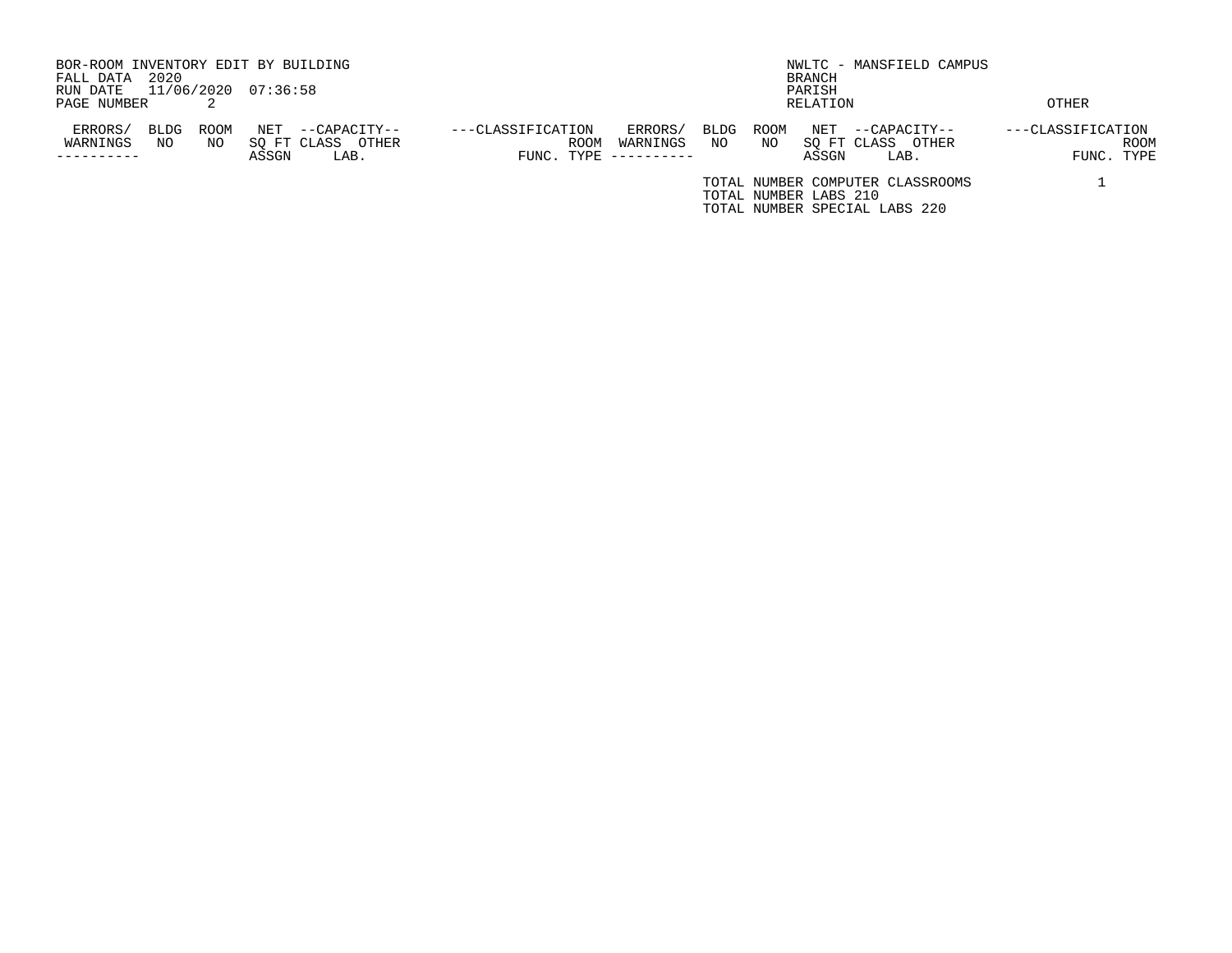BOR-ROOM INVENTORY EDIT BY BUILDING
FALL DATA 2020
RUN DATE 11/06/2020 07:36:58
PAGE NUMBER 2

NWLTC - MANSFIELD CAMPUS
BRANCH
PARISH
RELATION
OTHER

| ERRORS/ WARNINGS | BLDG NO | ROOM NO | NET SQ FT ASSGN | --CAPACITY-- CLASS | OTHER LAB. | ---CLASSIFICATION FUNC. | ROOM TYPE | ERRORS/ WARNINGS | BLDG NO | ROOM NO | NET SQ FT ASSGN | --CAPACITY-- CLASS | OTHER LAB. | ---CLASSIFICATION FUNC. | ROOM TYPE |
|---|---|---|---|---|---|---|---|---|---|---|---|---|---|---|---|

TOTAL NUMBER COMPUTER CLASSROOMS 1
TOTAL NUMBER LABS 210
TOTAL NUMBER SPECIAL LABS 220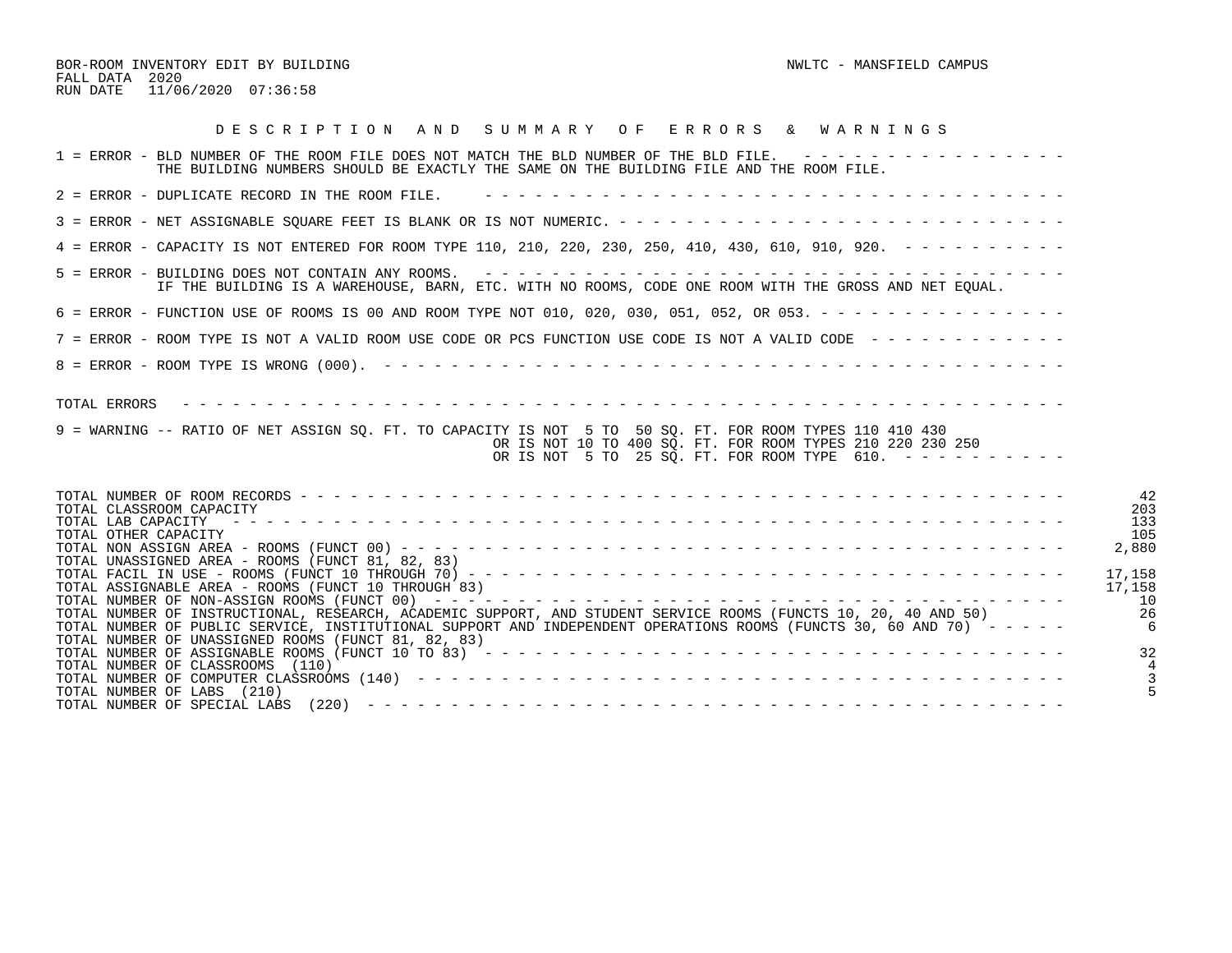BOR-ROOM INVENTORY EDIT BY BUILDING
FALL DATA 2020
RUN DATE 11/06/2020 07:36:58

NWLTC - MANSFIELD CAMPUS

## D E S C R I P T I O N   A N D   S U M M A R Y   O F   E R R O R S   &   W A R N I N G S

1 = ERROR - BLD NUMBER OF THE ROOM FILE DOES NOT MATCH THE BLD NUMBER OF THE BLD FILE.
THE BUILDING NUMBERS SHOULD BE EXACTLY THE SAME ON THE BUILDING FILE AND THE ROOM FILE.

2 = ERROR - DUPLICATE RECORD IN THE ROOM FILE.

3 = ERROR - NET ASSIGNABLE SQUARE FEET IS BLANK OR IS NOT NUMERIC.

4 = ERROR - CAPACITY IS NOT ENTERED FOR ROOM TYPE 110, 210, 220, 230, 250, 410, 430, 610, 910, 920.

5 = ERROR - BUILDING DOES NOT CONTAIN ANY ROOMS.
IF THE BUILDING IS A WAREHOUSE, BARN, ETC. WITH NO ROOMS, CODE ONE ROOM WITH THE GROSS AND NET EQUAL.

6 = ERROR - FUNCTION USE OF ROOMS IS 00 AND ROOM TYPE NOT 010, 020, 030, 051, 052, OR 053.

7 = ERROR - ROOM TYPE IS NOT A VALID ROOM USE CODE OR PCS FUNCTION USE CODE IS NOT A VALID CODE

8 = ERROR - ROOM TYPE IS WRONG (000).

TOTAL ERRORS

9 = WARNING -- RATIO OF NET ASSIGN SQ. FT. TO CAPACITY IS NOT 5 TO 50 SQ. FT. FOR ROOM TYPES 110 410 430
OR IS NOT 10 TO 400 SQ. FT. FOR ROOM TYPES 210 220 230 250
OR IS NOT 5 TO 25 SQ. FT. FOR ROOM TYPE 610.

| | |
|---|---|
| TOTAL NUMBER OF ROOM RECORDS | 42 |
| TOTAL CLASSROOM CAPACITY | 203 |
| TOTAL LAB CAPACITY | 133 |
| TOTAL OTHER CAPACITY | 105 |
| TOTAL NON ASSIGN AREA - ROOMS (FUNCT 00) | 2,880 |
| TOTAL UNASSIGNED AREA - ROOMS (FUNCT 81, 82, 83) | |
| TOTAL FACIL IN USE - ROOMS (FUNCT 10 THROUGH 70) | 17,158 |
| TOTAL ASSIGNABLE AREA - ROOMS (FUNCT 10 THROUGH 83) | 17,158 |
| TOTAL NUMBER OF NON-ASSIGN ROOMS (FUNCT 00) | 10 |
| TOTAL NUMBER OF INSTRUCTIONAL, RESEARCH, ACADEMIC SUPPORT, AND STUDENT SERVICE ROOMS (FUNCTS 10, 20, 40 AND 50) | 26 |
| TOTAL NUMBER OF PUBLIC SERVICE, INSTITUTIONAL SUPPORT AND INDEPENDENT OPERATIONS ROOMS (FUNCTS 30, 60 AND 70) | 6 |
| TOTAL NUMBER OF UNASSIGNED ROOMS (FUNCT 81, 82, 83) | |
| TOTAL NUMBER OF ASSIGNABLE ROOMS (FUNCT 10 TO 83) | 32 |
| TOTAL NUMBER OF CLASSROOMS (110) | 4 |
| TOTAL NUMBER OF COMPUTER CLASSROOMS (140) | 3 |
| TOTAL NUMBER OF LABS (210) | 5 |
| TOTAL NUMBER OF SPECIAL LABS (220) | |